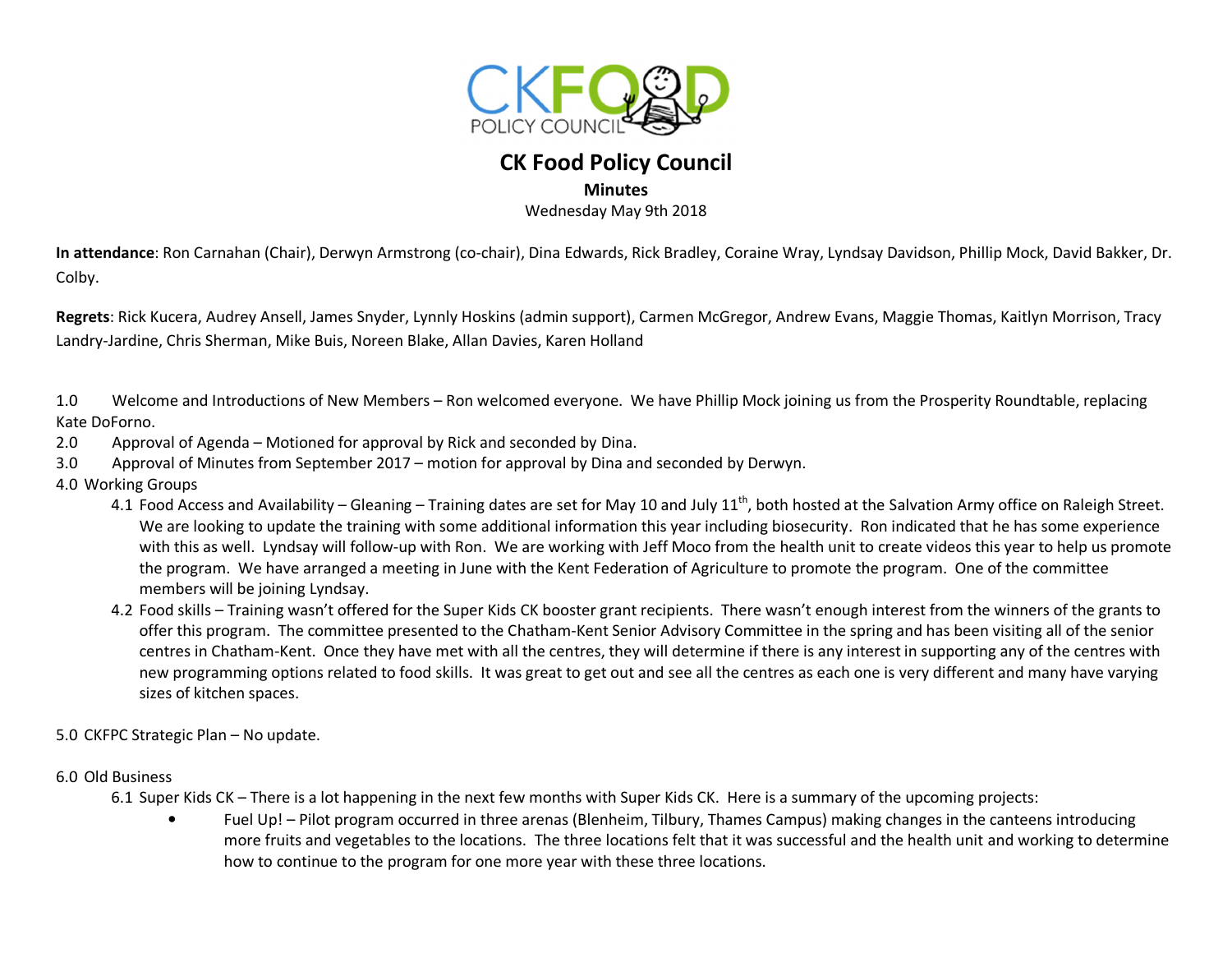# CK Food Policy Council

**Minutes**

Wednesday May 9th 2018

**In attendance**: Ron Carnahan (Chair), Derwyn Armstrong (co-chair), Dina Edwards, Rick Bradley, Coraine Wray, Lyndsay Davidson, Phillip Mock, David Bakker, Dr. Colby.

**Regrets**: Rick Kucera, Audrey Ansell, James Snyder, Lynnly Hoskins (admin support), Carmen McGregor, Andrew Evans, Maggie Thomas, Kaitlyn Morrison, Tracy Landry-Jardine, Chris Sherman, Mike Buis, Noreen Blake, Allan Davies, Karen Holland

1.0 Welcome and Introductions of New Members – Ron welcomed everyone. We have Phillip Mock joining us from the Prosperity Roundtable, replacing Kate DoForno.

2.0 Approval of Agenda – Motioned for approval by Rick and seconded by Dina.

3.0 Approval of Minutes from September 2017 – motion for approval by Dina and seconded by Derwyn.

4.0 Working Groups

- 4.1 Food Access and Availability – Gleaning – Training dates are set for May 10 and July 11th, both hosted at the Salvation Army office on Raleigh Street. We are looking to update the training with some additional information this year including biosecurity. Ron indicated that he has some experience with this as well. Lyndsay will follow-up with Ron. We are working with Jeff Moco from the health unit to create videos this year to help us promote the program. We have arranged a meeting in June with the Kent Federation of Agriculture to promote the program. One of the committee members will be joining Lyndsay.
- 4.2 Food skills – Training wasn't offered for the Super Kids CK booster grant recipients. There wasn't enough interest from the winners of the grants to offer this program. The committee presented to the Chatham-Kent Senior Advisory Committee in the spring and has been visiting all of the senior centres in Chatham-Kent. Once they have met with all the centres, they will determine if there is any interest in supporting any of the centres with new programming options related to food skills. It was great to get out and see all the centres as each one is very different and many have varying sizes of kitchen spaces.

5.0 CKFPC Strategic Plan – No update.

6.0 Old Business

- 6.1 Super Kids CK – There is a lot happening in the next few months with Super Kids CK. Here is a summary of the upcoming projects:
  - Fuel Up! – Pilot program occurred in three arenas (Blenheim, Tilbury, Thames Campus) making changes in the canteens introducing more fruits and vegetables to the locations. The three locations felt that it was successful and the health unit and working to determine how to continue to the program for one more year with these three locations.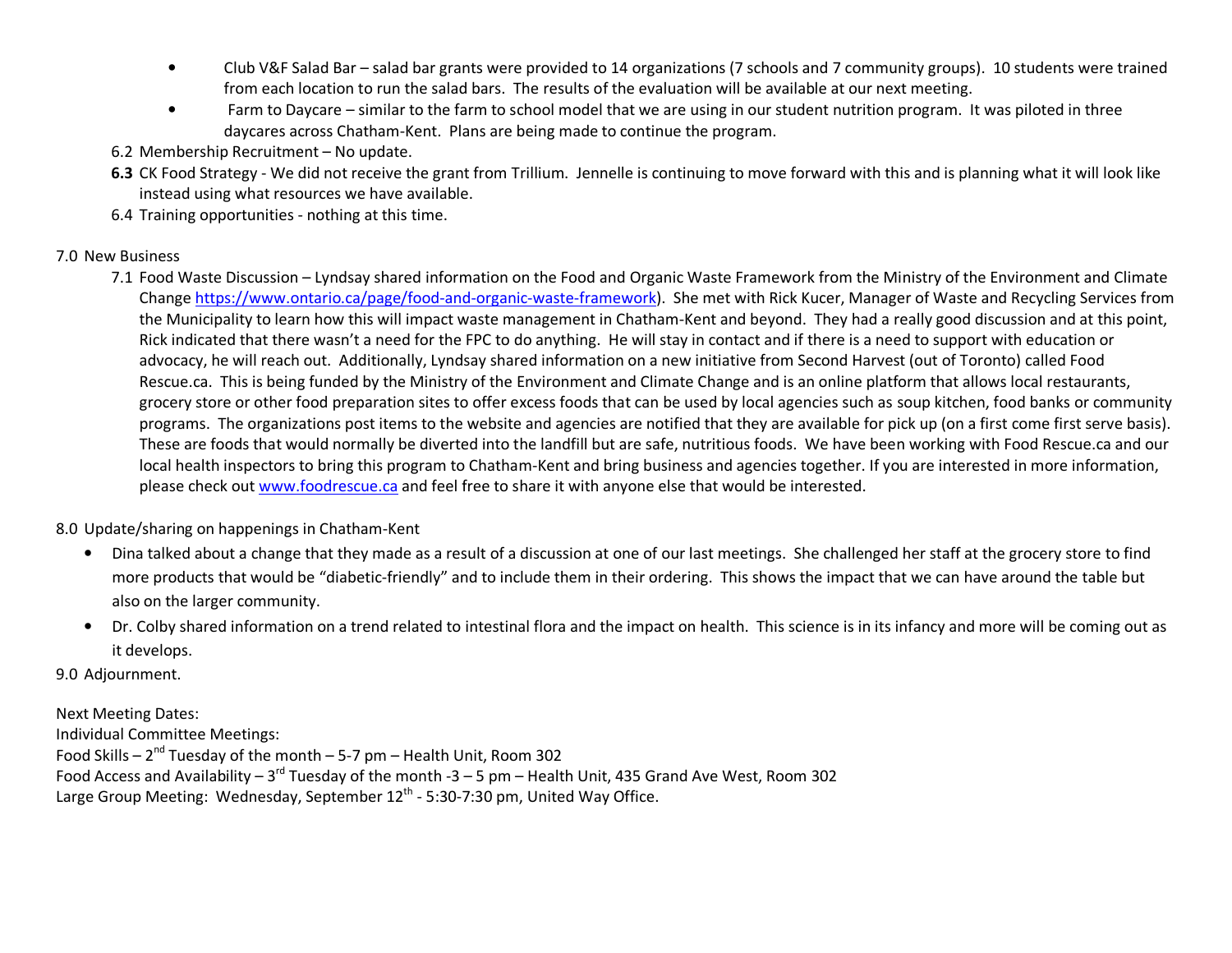- Club V&F Salad Bar – salad bar grants were provided to 14 organizations (7 schools and 7 community groups). 10 students were trained from each location to run the salad bars. The results of the evaluation will be available at our next meeting.
- Farm to Daycare – similar to the farm to school model that we are using in our student nutrition program. It was piloted in three daycares across Chatham-Kent. Plans are being made to continue the program.

6.2 Membership Recruitment – No update.

**6.3** CK Food Strategy - We did not receive the grant from Trillium. Jennelle is continuing to move forward with this and is planning what it will look like instead using what resources we have available.

6.4 Training opportunities - nothing at this time.

7.0 New Business

7.1 Food Waste Discussion – Lyndsay shared information on the Food and Organic Waste Framework from the Ministry of the Environment and Climate Change [https://www.ontario.ca/page/food-and-organic-waste-framework](https://www.ontario.ca/page/food-and-organic-waste-framework)). She met with Rick Kucer, Manager of Waste and Recycling Services from the Municipality to learn how this will impact waste management in Chatham-Kent and beyond. They had a really good discussion and at this point, Rick indicated that there wasn't a need for the FPC to do anything. He will stay in contact and if there is a need to support with education or advocacy, he will reach out. Additionally, Lyndsay shared information on a new initiative from Second Harvest (out of Toronto) called Food Rescue.ca. This is being funded by the Ministry of the Environment and Climate Change and is an online platform that allows local restaurants, grocery store or other food preparation sites to offer excess foods that can be used by local agencies such as soup kitchen, food banks or community programs. The organizations post items to the website and agencies are notified that they are available for pick up (on a first come first serve basis). These are foods that would normally be diverted into the landfill but are safe, nutritious foods. We have been working with Food Rescue.ca and our local health inspectors to bring this program to Chatham-Kent and bring business and agencies together. If you are interested in more information, please check out [www.foodrescue.ca](http://www.foodrescue.ca) and feel free to share it with anyone else that would be interested.

8.0 Update/sharing on happenings in Chatham-Kent

- Dina talked about a change that they made as a result of a discussion at one of our last meetings. She challenged her staff at the grocery store to find more products that would be "diabetic-friendly" and to include them in their ordering. This shows the impact that we can have around the table but also on the larger community.
- Dr. Colby shared information on a trend related to intestinal flora and the impact on health. This science is in its infancy and more will be coming out as it develops.

9.0 Adjournment.

Next Meeting Dates:
Individual Committee Meetings:
Food Skills – 2nd Tuesday of the month – 5-7 pm – Health Unit, Room 302
Food Access and Availability – 3rd Tuesday of the month -3 – 5 pm – Health Unit, 435 Grand Ave West, Room 302
Large Group Meeting: Wednesday, September 12th - 5:30-7:30 pm, United Way Office.